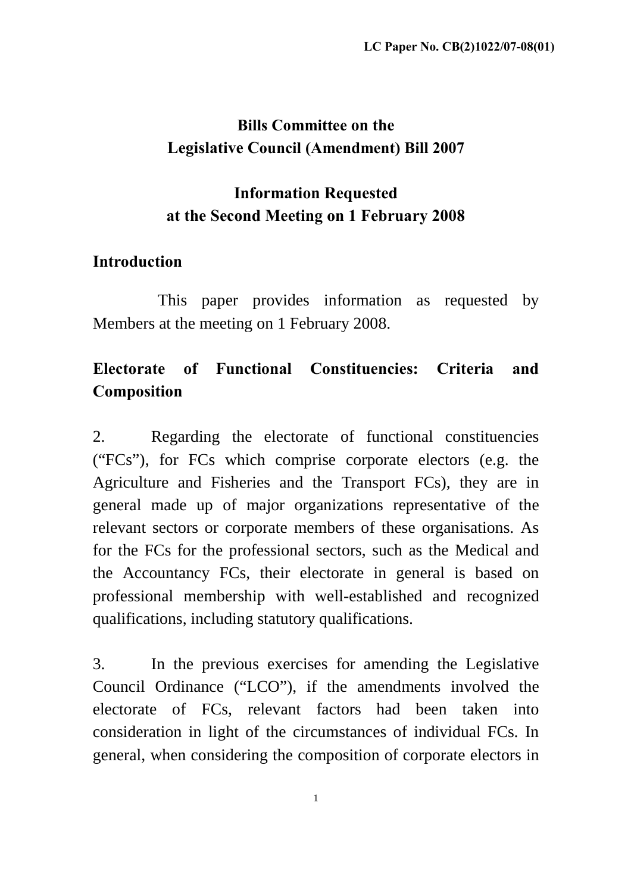LC Paper No. CB(2)1022/07-08(01)

# Bills Committee on the Legislative Council (Amendment) Bill 2007

## Information Requested at the Second Meeting on 1 February 2008

### Introduction

This paper provides information as requested by Members at the meeting on 1 February 2008.

### Electorate of Functional Constituencies: Criteria and Composition

2. Regarding the electorate of functional constituencies ("FCs"), for FCs which comprise corporate electors (e.g. the Agriculture and Fisheries and the Transport FCs), they are in general made up of major organizations representative of the relevant sectors or corporate members of these organisations. As for the FCs for the professional sectors, such as the Medical and the Accountancy FCs, their electorate in general is based on professional membership with well-established and recognized qualifications, including statutory qualifications.

3. In the previous exercises for amending the Legislative Council Ordinance ("LCO"), if the amendments involved the electorate of FCs, relevant factors had been taken into consideration in light of the circumstances of individual FCs. In general, when considering the composition of corporate electors in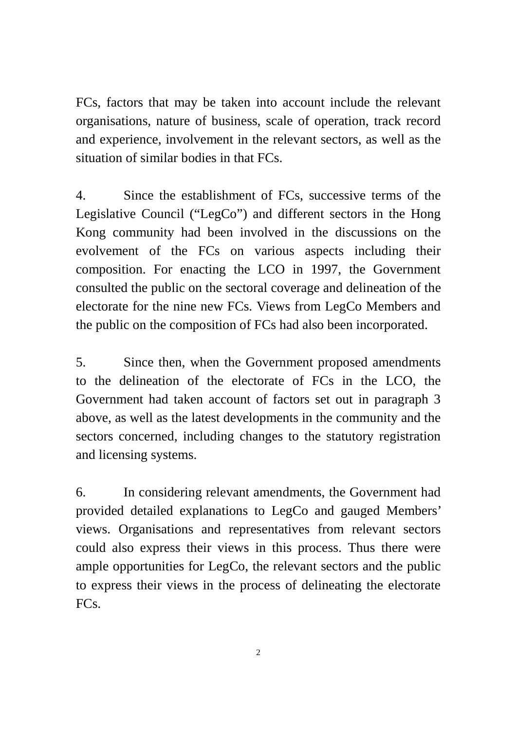FCs, factors that may be taken into account include the relevant organisations, nature of business, scale of operation, track record and experience, involvement in the relevant sectors, as well as the situation of similar bodies in that FCs.

4. Since the establishment of FCs, successive terms of the Legislative Council ("LegCo") and different sectors in the Hong Kong community had been involved in the discussions on the evolvement of the FCs on various aspects including their composition. For enacting the LCO in 1997, the Government consulted the public on the sectoral coverage and delineation of the electorate for the nine new FCs. Views from LegCo Members and the public on the composition of FCs had also been incorporated.

5. Since then, when the Government proposed amendments to the delineation of the electorate of FCs in the LCO, the Government had taken account of factors set out in paragraph 3 above, as well as the latest developments in the community and the sectors concerned, including changes to the statutory registration and licensing systems.

6. In considering relevant amendments, the Government had provided detailed explanations to LegCo and gauged Members' views. Organisations and representatives from relevant sectors could also express their views in this process. Thus there were ample opportunities for LegCo, the relevant sectors and the public to express their views in the process of delineating the electorate FCs.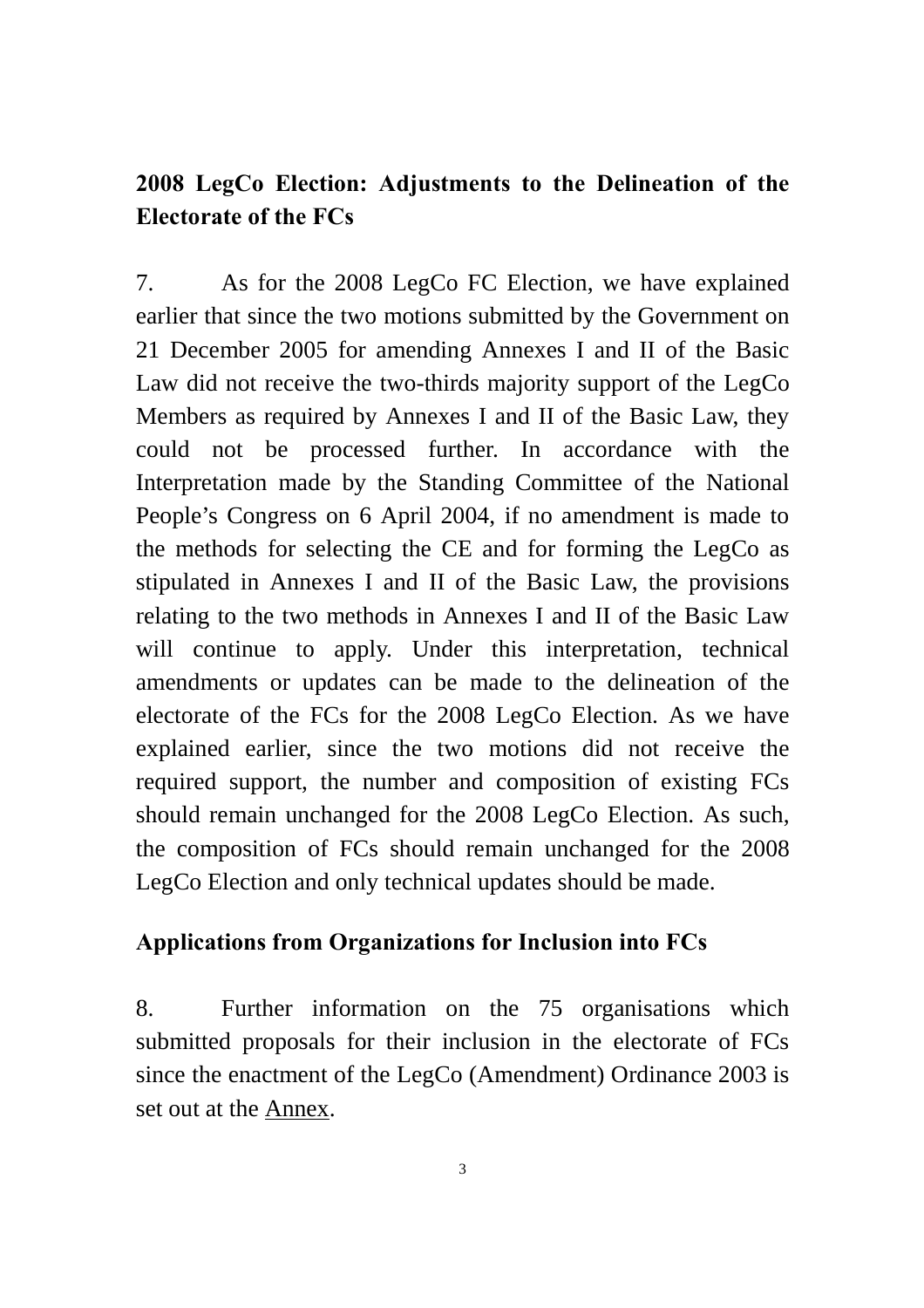## 2008 LegCo Election: Adjustments to the Delineation of the Electorate of the FCs

7. As for the 2008 LegCo FC Election, we have explained earlier that since the two motions submitted by the Government on 21 December 2005 for amending Annexes I and II of the Basic Law did not receive the two-thirds majority support of the LegCo Members as required by Annexes I and II of the Basic Law, they could not be processed further. In accordance with the Interpretation made by the Standing Committee of the National People's Congress on 6 April 2004, if no amendment is made to the methods for selecting the CE and for forming the LegCo as stipulated in Annexes I and II of the Basic Law, the provisions relating to the two methods in Annexes I and II of the Basic Law will continue to apply. Under this interpretation, technical amendments or updates can be made to the delineation of the electorate of the FCs for the 2008 LegCo Election. As we have explained earlier, since the two motions did not receive the required support, the number and composition of existing FCs should remain unchanged for the 2008 LegCo Election. As such, the composition of FCs should remain unchanged for the 2008 LegCo Election and only technical updates should be made.

## Applications from Organizations for Inclusion into FCs

8. Further information on the 75 organisations which submitted proposals for their inclusion in the electorate of FCs since the enactment of the LegCo (Amendment) Ordinance 2003 is set out at the Annex.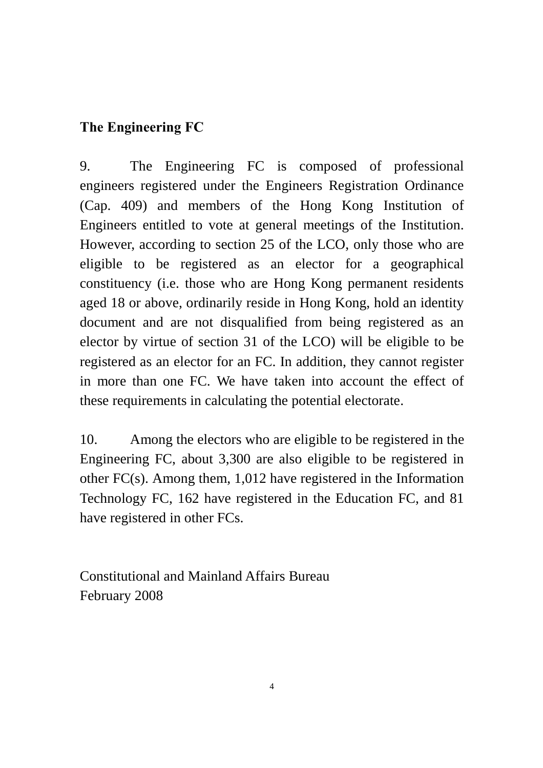### The Engineering FC

9. The Engineering FC is composed of professional engineers registered under the Engineers Registration Ordinance (Cap. 409) and members of the Hong Kong Institution of Engineers entitled to vote at general meetings of the Institution. However, according to section 25 of the LCO, only those who are eligible to be registered as an elector for a geographical constituency (i.e. those who are Hong Kong permanent residents aged 18 or above, ordinarily reside in Hong Kong, hold an identity document and are not disqualified from being registered as an elector by virtue of section 31 of the LCO) will be eligible to be registered as an elector for an FC. In addition, they cannot register in more than one FC. We have taken into account the effect of these requirements in calculating the potential electorate.

10. Among the electors who are eligible to be registered in the Engineering FC, about 3,300 are also eligible to be registered in other FC(s). Among them, 1,012 have registered in the Information Technology FC, 162 have registered in the Education FC, and 81 have registered in other FCs.

Constitutional and Mainland Affairs Bureau
February 2008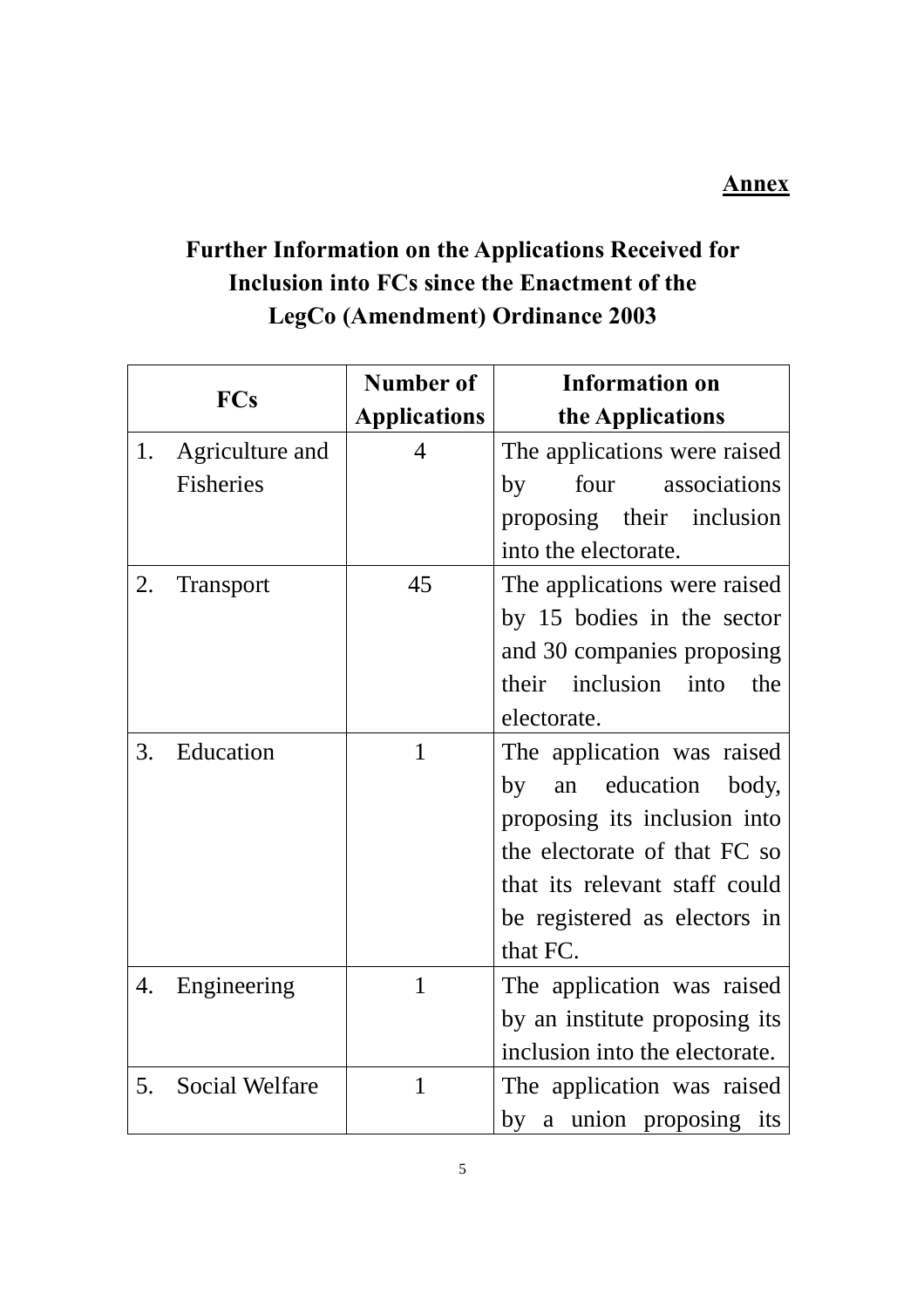**<u>Annex</u>**

## Further Information on the Applications Received for Inclusion into FCs since the Enactment of the LegCo (Amendment) Ordinance 2003

| FCs | Number of Applications | Information on the Applications |
|---|---|---|
| 1. Agriculture and Fisheries | 4 | The applications were raised by four associations proposing their inclusion into the electorate. |
| 2. Transport | 45 | The applications were raised by 15 bodies in the sector and 30 companies proposing their inclusion into the electorate. |
| 3. Education | 1 | The application was raised by an education body, proposing its inclusion into the electorate of that FC so that its relevant staff could be registered as electors in that FC. |
| 4. Engineering | 1 | The application was raised by an institute proposing its inclusion into the electorate. |
| 5. Social Welfare | 1 | The application was raised by a union proposing its |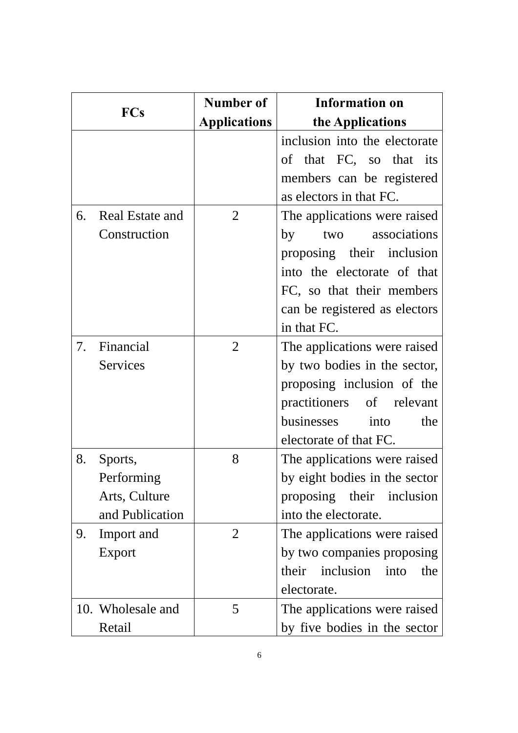| FCs | Number of Applications | Information on the Applications |
|---|---|---|
| | | inclusion into the electorate of that FC, so that its members can be registered as electors in that FC. |
| 6. Real Estate and Construction | 2 | The applications were raised by two associations proposing their inclusion into the electorate of that FC, so that their members can be registered as electors in that FC. |
| 7. Financial Services | 2 | The applications were raised by two bodies in the sector, proposing inclusion of the practitioners of relevant businesses into the electorate of that FC. |
| 8. Sports, Performing Arts, Culture and Publication | 8 | The applications were raised by eight bodies in the sector proposing their inclusion into the electorate. |
| 9. Import and Export | 2 | The applications were raised by two companies proposing their inclusion into the electorate. |
| 10. Wholesale and Retail | 5 | The applications were raised by five bodies in the sector |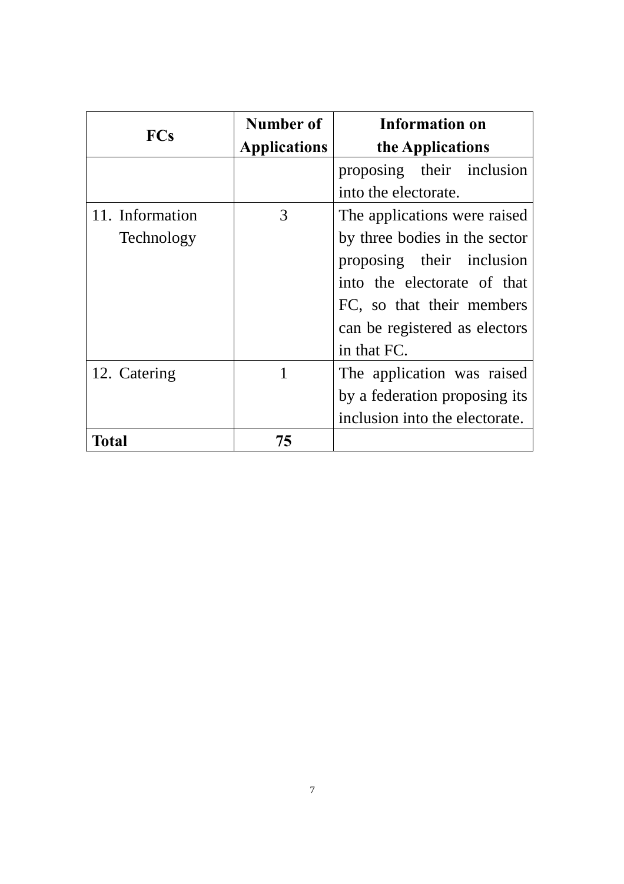| FCs | Number of Applications | Information on the Applications |
|---|---|---|
| | | proposing their inclusion into the electorate. |
| 11. Information Technology | 3 | The applications were raised by three bodies in the sector proposing their inclusion into the electorate of that FC, so that their members can be registered as electors in that FC. |
| 12. Catering | 1 | The application was raised by a federation proposing its inclusion into the electorate. |
| **Total** | **75** | |